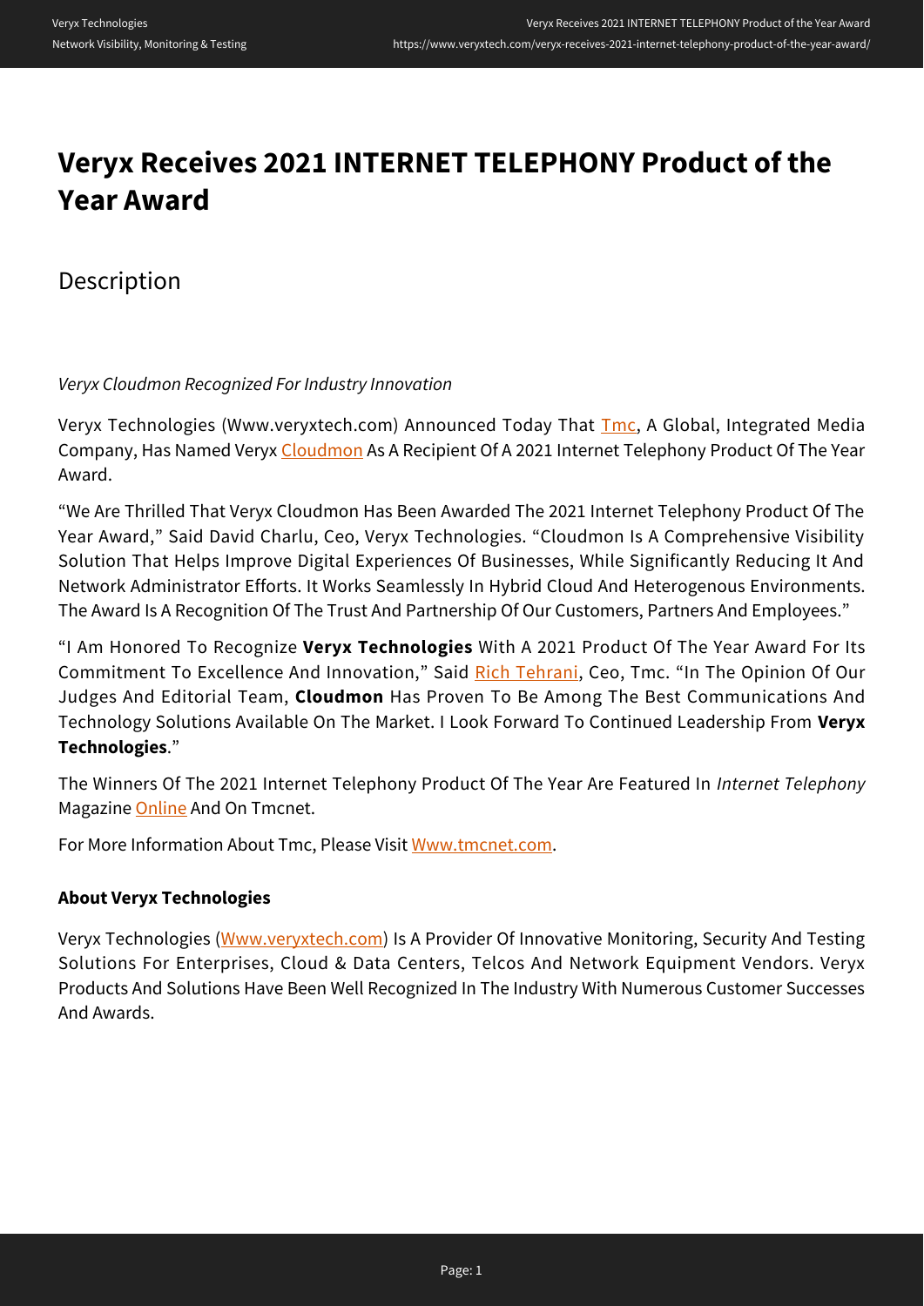# Veryx Receives 2021 INTERNET TELEPHONY Product of the Year Award

## Description

*Veryx Cloudmon Recognized For Industry Innovation*

Veryx Technologies (Www.veryxtech.com) Announced Today That Tmc, A Global, Integrated Media Company, Has Named Veryx Cloudmon As A Recipient Of A 2021 Internet Telephony Product Of The Year Award.

"We Are Thrilled That Veryx Cloudmon Has Been Awarded The 2021 Internet Telephony Product Of The Year Award," Said David Charlu, Ceo, Veryx Technologies. "Cloudmon Is A Comprehensive Visibility Solution That Helps Improve Digital Experiences Of Businesses, While Significantly Reducing It And Network Administrator Efforts. It Works Seamlessly In Hybrid Cloud And Heterogenous Environments. The Award Is A Recognition Of The Trust And Partnership Of Our Customers, Partners And Employees."

"I Am Honored To Recognize **Veryx Technologies** With A 2021 Product Of The Year Award For Its Commitment To Excellence And Innovation," Said Rich Tehrani, Ceo, Tmc. "In The Opinion Of Our Judges And Editorial Team, **Cloudmon** Has Proven To Be Among The Best Communications And Technology Solutions Available On The Market. I Look Forward To Continued Leadership From **Veryx Technologies**."

The Winners Of The 2021 Internet Telephony Product Of The Year Are Featured In *Internet Telephony* Magazine Online And On Tmcnet.

For More Information About Tmc, Please Visit Www.tmcnet.com.

### About Veryx Technologies

Veryx Technologies (Www.veryxtech.com) Is A Provider Of Innovative Monitoring, Security And Testing Solutions For Enterprises, Cloud & Data Centers, Telcos And Network Equipment Vendors. Veryx Products And Solutions Have Been Well Recognized In The Industry With Numerous Customer Successes And Awards.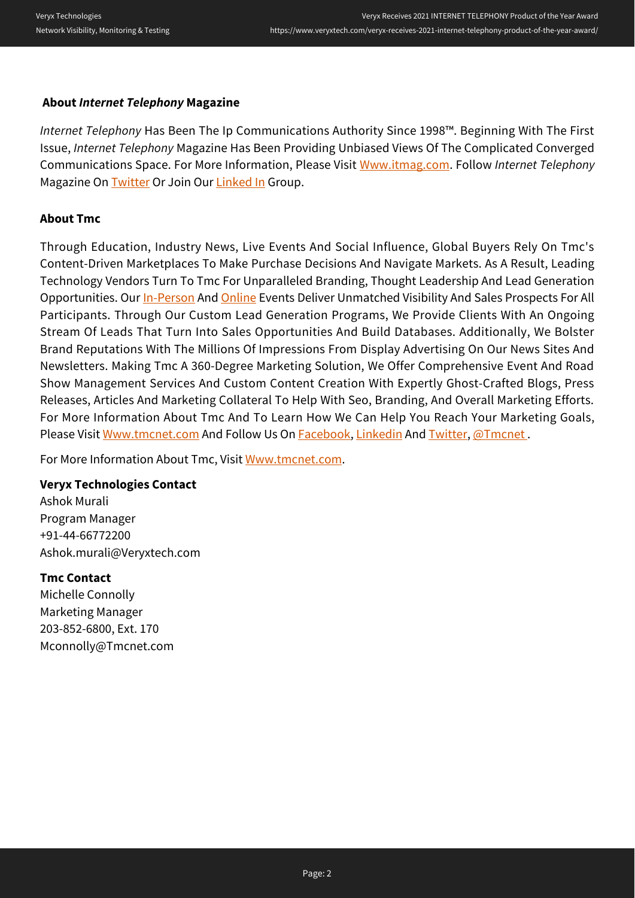### About *Internet Telephony* Magazine

*Internet Telephony* Has Been The Ip Communications Authority Since 1998™. Beginning With The First Issue, *Internet Telephony* Magazine Has Been Providing Unbiased Views Of The Complicated Converged Communications Space. For More Information, Please Visit Www.itmag.com. Follow *Internet Telephony* Magazine On Twitter Or Join Our Linked In Group.

### About Tmc

Through Education, Industry News, Live Events And Social Influence, Global Buyers Rely On Tmc's Content-Driven Marketplaces To Make Purchase Decisions And Navigate Markets. As A Result, Leading Technology Vendors Turn To Tmc For Unparalleled Branding, Thought Leadership And Lead Generation Opportunities. Our In-Person And Online Events Deliver Unmatched Visibility And Sales Prospects For All Participants. Through Our Custom Lead Generation Programs, We Provide Clients With An Ongoing Stream Of Leads That Turn Into Sales Opportunities And Build Databases. Additionally, We Bolster Brand Reputations With The Millions Of Impressions From Display Advertising On Our News Sites And Newsletters. Making Tmc A 360-Degree Marketing Solution, We Offer Comprehensive Event And Road Show Management Services And Custom Content Creation With Expertly Ghost-Crafted Blogs, Press Releases, Articles And Marketing Collateral To Help With Seo, Branding, And Overall Marketing Efforts. For More Information About Tmc And To Learn How We Can Help You Reach Your Marketing Goals, Please Visit Www.tmcnet.com And Follow Us On Facebook, Linkedin And Twitter, @Tmcnet .

For More Information About Tmc, Visit Www.tmcnet.com.

**Veryx Technologies Contact**
Ashok Murali
Program Manager
+91-44-66772200
Ashok.murali@Veryxtech.com

**Tmc Contact**
Michelle Connolly
Marketing Manager
203-852-6800, Ext. 170
Mconnolly@Tmcnet.com